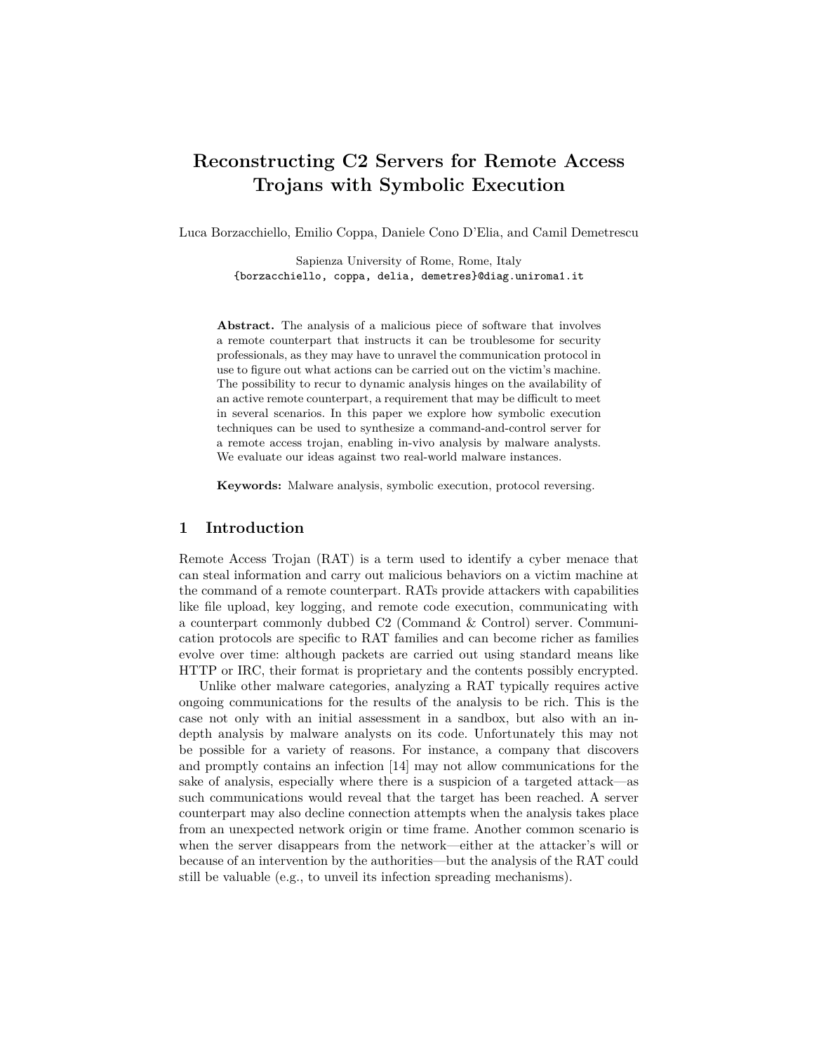# Reconstructing C2 Servers for Remote Access Trojans with Symbolic Execution

Luca Borzacchiello, Emilio Coppa, Daniele Cono D'Elia, and Camil Demetrescu

Sapienza University of Rome, Rome, Italy
{borzacchiello, coppa, delia, demetres}@diag.uniroma1.it

**Abstract.** The analysis of a malicious piece of software that involves a remote counterpart that instructs it can be troublesome for security professionals, as they may have to unravel the communication protocol in use to figure out what actions can be carried out on the victim's machine. The possibility to recur to dynamic analysis hinges on the availability of an active remote counterpart, a requirement that may be difficult to meet in several scenarios. In this paper we explore how symbolic execution techniques can be used to synthesize a command-and-control server for a remote access trojan, enabling in-vivo analysis by malware analysts. We evaluate our ideas against two real-world malware instances.

**Keywords:** Malware analysis, symbolic execution, protocol reversing.

## 1 Introduction

Remote Access Trojan (RAT) is a term used to identify a cyber menace that can steal information and carry out malicious behaviors on a victim machine at the command of a remote counterpart. RATs provide attackers with capabilities like file upload, key logging, and remote code execution, communicating with a counterpart commonly dubbed C2 (Command & Control) server. Communication protocols are specific to RAT families and can become richer as families evolve over time: although packets are carried out using standard means like HTTP or IRC, their format is proprietary and the contents possibly encrypted.

Unlike other malware categories, analyzing a RAT typically requires active ongoing communications for the results of the analysis to be rich. This is the case not only with an initial assessment in a sandbox, but also with an in-depth analysis by malware analysts on its code. Unfortunately this may not be possible for a variety of reasons. For instance, a company that discovers and promptly contains an infection [14] may not allow communications for the sake of analysis, especially where there is a suspicion of a targeted attack—as such communications would reveal that the target has been reached. A server counterpart may also decline connection attempts when the analysis takes place from an unexpected network origin or time frame. Another common scenario is when the server disappears from the network—either at the attacker's will or because of an intervention by the authorities—but the analysis of the RAT could still be valuable (e.g., to unveil its infection spreading mechanisms).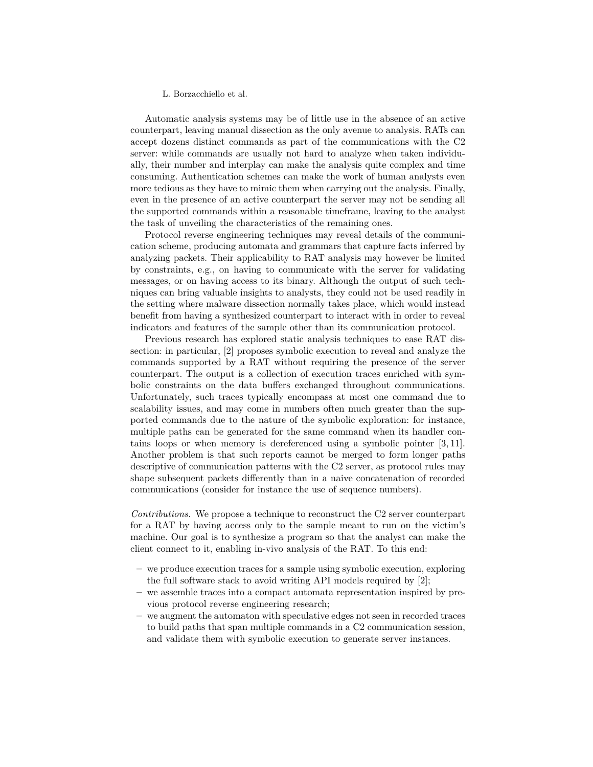Automatic analysis systems may be of little use in the absence of an active counterpart, leaving manual dissection as the only avenue to analysis. RATs can accept dozens distinct commands as part of the communications with the C2 server: while commands are usually not hard to analyze when taken individually, their number and interplay can make the analysis quite complex and time consuming. Authentication schemes can make the work of human analysts even more tedious as they have to mimic them when carrying out the analysis. Finally, even in the presence of an active counterpart the server may not be sending all the supported commands within a reasonable timeframe, leaving to the analyst the task of unveiling the characteristics of the remaining ones.

Protocol reverse engineering techniques may reveal details of the communication scheme, producing automata and grammars that capture facts inferred by analyzing packets. Their applicability to RAT analysis may however be limited by constraints, e.g., on having to communicate with the server for validating messages, or on having access to its binary. Although the output of such techniques can bring valuable insights to analysts, they could not be used readily in the setting where malware dissection normally takes place, which would instead benefit from having a synthesized counterpart to interact with in order to reveal indicators and features of the sample other than its communication protocol.

Previous research has explored static analysis techniques to ease RAT dissection: in particular, [2] proposes symbolic execution to reveal and analyze the commands supported by a RAT without requiring the presence of the server counterpart. The output is a collection of execution traces enriched with symbolic constraints on the data buffers exchanged throughout communications. Unfortunately, such traces typically encompass at most one command due to scalability issues, and may come in numbers often much greater than the supported commands due to the nature of the symbolic exploration: for instance, multiple paths can be generated for the same command when its handler contains loops or when memory is dereferenced using a symbolic pointer [3, 11]. Another problem is that such reports cannot be merged to form longer paths descriptive of communication patterns with the C2 server, as protocol rules may shape subsequent packets differently than in a naive concatenation of recorded communications (consider for instance the use of sequence numbers).

*Contributions.* We propose a technique to reconstruct the C2 server counterpart for a RAT by having access only to the sample meant to run on the victim's machine. Our goal is to synthesize a program so that the analyst can make the client connect to it, enabling in-vivo analysis of the RAT. To this end:

- we produce execution traces for a sample using symbolic execution, exploring the full software stack to avoid writing API models required by [2];
- we assemble traces into a compact automata representation inspired by previous protocol reverse engineering research;
- we augment the automaton with speculative edges not seen in recorded traces to build paths that span multiple commands in a C2 communication session, and validate them with symbolic execution to generate server instances.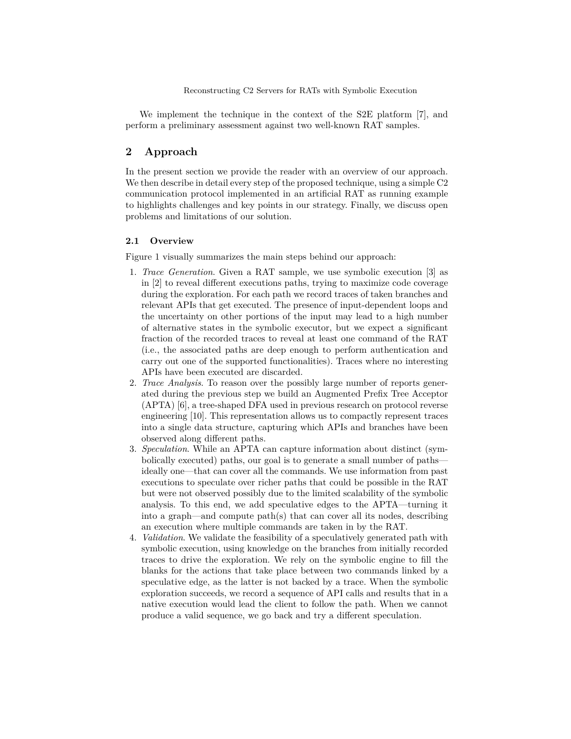We implement the technique in the context of the S2E platform [7], and perform a preliminary assessment against two well-known RAT samples.

## 2 Approach

In the present section we provide the reader with an overview of our approach. We then describe in detail every step of the proposed technique, using a simple C2 communication protocol implemented in an artificial RAT as running example to highlights challenges and key points in our strategy. Finally, we discuss open problems and limitations of our solution.

### 2.1 Overview

Figure 1 visually summarizes the main steps behind our approach:

1. *Trace Generation*. Given a RAT sample, we use symbolic execution [3] as in [2] to reveal different executions paths, trying to maximize code coverage during the exploration. For each path we record traces of taken branches and relevant APIs that get executed. The presence of input-dependent loops and the uncertainty on other portions of the input may lead to a high number of alternative states in the symbolic executor, but we expect a significant fraction of the recorded traces to reveal at least one command of the RAT (i.e., the associated paths are deep enough to perform authentication and carry out one of the supported functionalities). Traces where no interesting APIs have been executed are discarded.
2. *Trace Analysis*. To reason over the possibly large number of reports generated during the previous step we build an Augmented Prefix Tree Acceptor (APTA) [6], a tree-shaped DFA used in previous research on protocol reverse engineering [10]. This representation allows us to compactly represent traces into a single data structure, capturing which APIs and branches have been observed along different paths.
3. *Speculation*. While an APTA can capture information about distinct (symbolically executed) paths, our goal is to generate a small number of paths—ideally one—that can cover all the commands. We use information from past executions to speculate over richer paths that could be possible in the RAT but were not observed possibly due to the limited scalability of the symbolic analysis. To this end, we add speculative edges to the APTA—turning it into a graph—and compute path(s) that can cover all its nodes, describing an execution where multiple commands are taken in by the RAT.
4. *Validation*. We validate the feasibility of a speculatively generated path with symbolic execution, using knowledge on the branches from initially recorded traces to drive the exploration. We rely on the symbolic engine to fill the blanks for the actions that take place between two commands linked by a speculative edge, as the latter is not backed by a trace. When the symbolic exploration succeeds, we record a sequence of API calls and results that in a native execution would lead the client to follow the path. When we cannot produce a valid sequence, we go back and try a different speculation.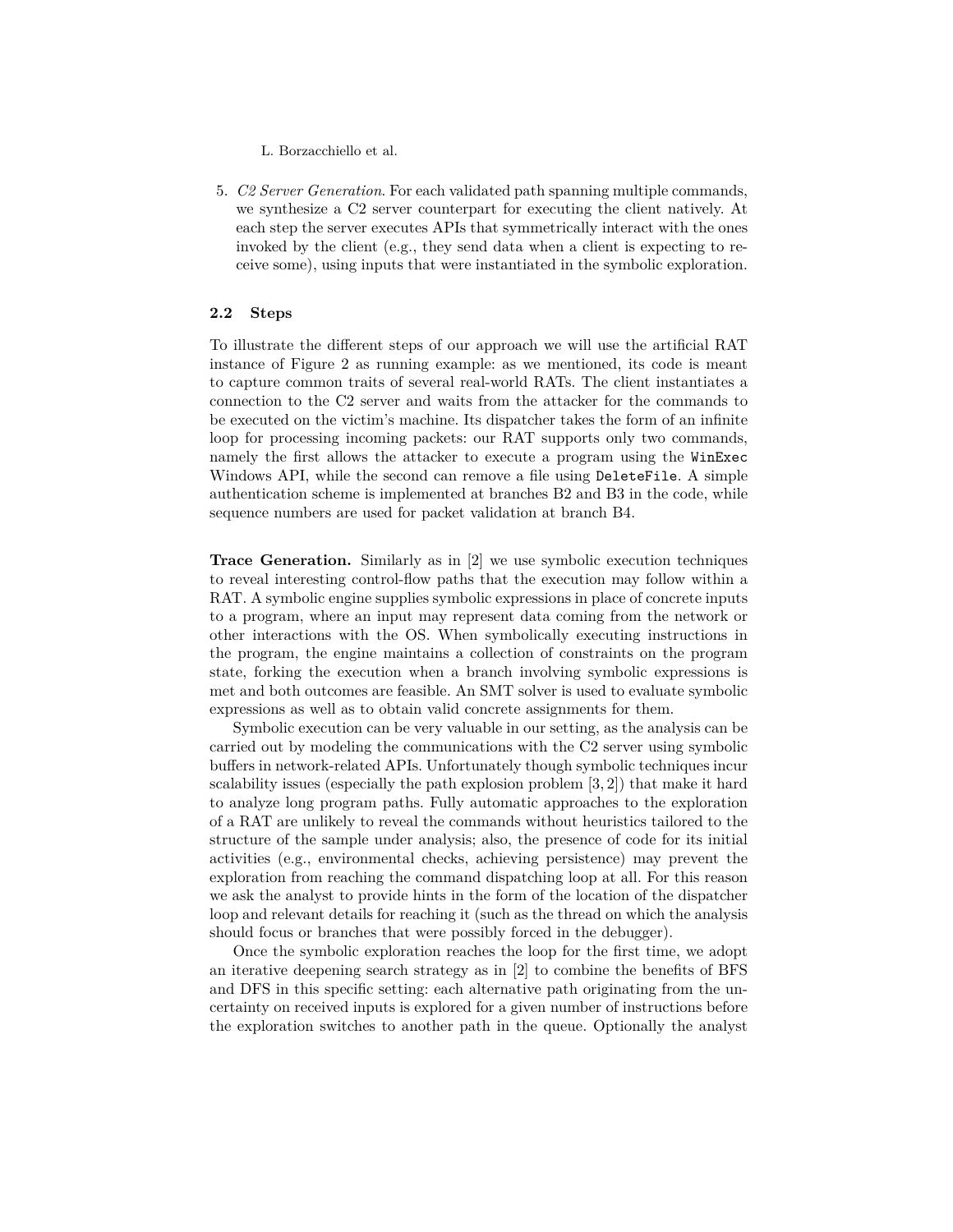5. *C2 Server Generation*. For each validated path spanning multiple commands, we synthesize a C2 server counterpart for executing the client natively. At each step the server executes APIs that symmetrically interact with the ones invoked by the client (e.g., they send data when a client is expecting to receive some), using inputs that were instantiated in the symbolic exploration.

### 2.2 Steps

To illustrate the different steps of our approach we will use the artificial RAT instance of Figure 2 as running example: as we mentioned, its code is meant to capture common traits of several real-world RATs. The client instantiates a connection to the C2 server and waits from the attacker for the commands to be executed on the victim's machine. Its dispatcher takes the form of an infinite loop for processing incoming packets: our RAT supports only two commands, namely the first allows the attacker to execute a program using the `WinExec` Windows API, while the second can remove a file using `DeleteFile`. A simple authentication scheme is implemented at branches B2 and B3 in the code, while sequence numbers are used for packet validation at branch B4.

**Trace Generation.** Similarly as in [2] we use symbolic execution techniques to reveal interesting control-flow paths that the execution may follow within a RAT. A symbolic engine supplies symbolic expressions in place of concrete inputs to a program, where an input may represent data coming from the network or other interactions with the OS. When symbolically executing instructions in the program, the engine maintains a collection of constraints on the program state, forking the execution when a branch involving symbolic expressions is met and both outcomes are feasible. An SMT solver is used to evaluate symbolic expressions as well as to obtain valid concrete assignments for them.

Symbolic execution can be very valuable in our setting, as the analysis can be carried out by modeling the communications with the C2 server using symbolic buffers in network-related APIs. Unfortunately though symbolic techniques incur scalability issues (especially the path explosion problem [3, 2]) that make it hard to analyze long program paths. Fully automatic approaches to the exploration of a RAT are unlikely to reveal the commands without heuristics tailored to the structure of the sample under analysis; also, the presence of code for its initial activities (e.g., environmental checks, achieving persistence) may prevent the exploration from reaching the command dispatching loop at all. For this reason we ask the analyst to provide hints in the form of the location of the dispatcher loop and relevant details for reaching it (such as the thread on which the analysis should focus or branches that were possibly forced in the debugger).

Once the symbolic exploration reaches the loop for the first time, we adopt an iterative deepening search strategy as in [2] to combine the benefits of BFS and DFS in this specific setting: each alternative path originating from the uncertainty on received inputs is explored for a given number of instructions before the exploration switches to another path in the queue. Optionally the analyst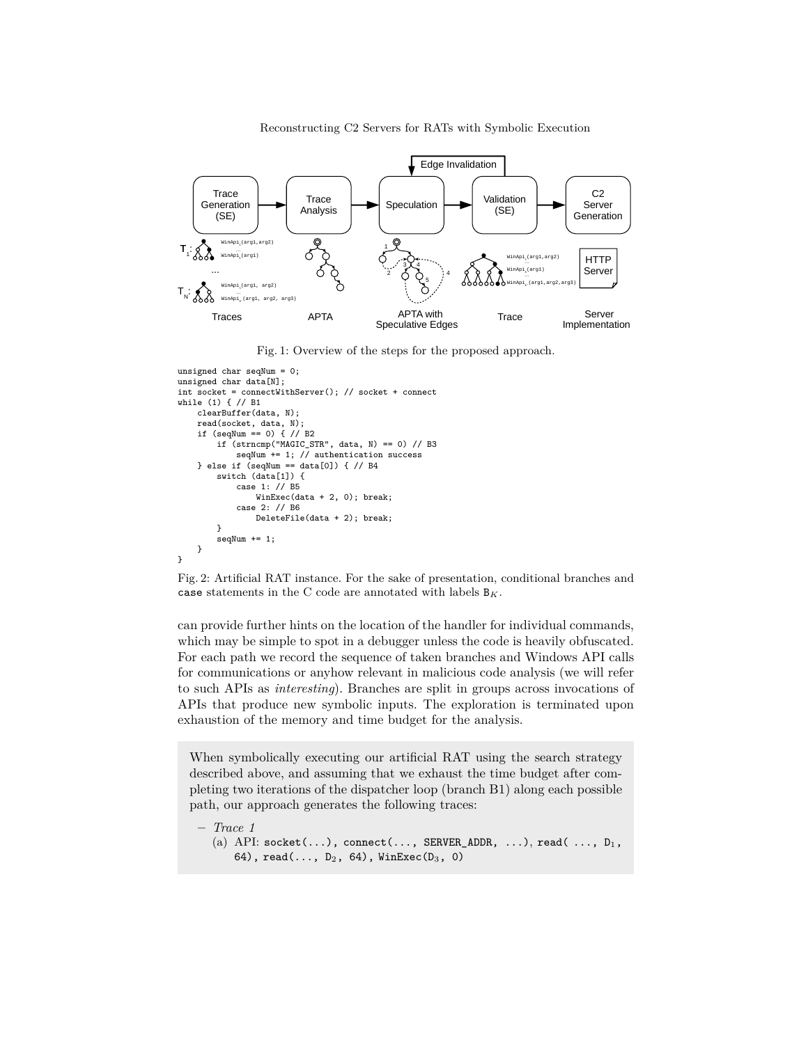Trace Generation (SE)

Trace Analysis

Speculation

Edge Invalidation

Validation (SE)

C2 Server Generation

$T_1$:

WinApi$_i$(arg1,arg2)

WinApi$_j$(arg1)

...

$T_N$:

WinApi$_i$(arg1, arg2)

WinApi$_k$(arg1, arg2, arg3)

Traces

APTA

1 2 3 4 5 4

APTA with Speculative Edges

WinApi$_i$(arg1,arg2)

WinApi$_j$(arg1)

WinApi$_k$(arg1,arg2,arg3)

Trace

HTTP Server

Server Implementation

Fig. 1: Overview of the steps for the proposed approach.

```
unsigned char seqNum = 0;
unsigned char data[N];
int socket = connectWithServer(); // socket + connect
while (1) { // B1
    clearBuffer(data, N);
    read(socket, data, N);
    if (seqNum == 0) { // B2
        if (strncmp("MAGIC_STR", data, N) == 0) // B3
            seqNum += 1; // authentication success
    } else if (seqNum == data[0]) { // B4
        switch (data[1]) {
            case 1: // B5
                WinExec(data + 2, 0); break;
            case 2: // B6
                DeleteFile(data + 2); break;
        }
        seqNum += 1;
    }
}
```

Fig. 2: Artificial RAT instance. For the sake of presentation, conditional branches and `case` statements in the C code are annotated with labels $B_K$.

can provide further hints on the location of the handler for individual commands, which may be simple to spot in a debugger unless the code is heavily obfuscated. For each path we record the sequence of taken branches and Windows API calls for communications or anyhow relevant in malicious code analysis (we will refer to such APIs as *interesting*). Branches are split in groups across invocations of APIs that produce new symbolic inputs. The exploration is terminated upon exhaustion of the memory and time budget for the analysis.

When symbolically executing our artificial RAT using the search strategy described above, and assuming that we exhaust the time budget after completing two iterations of the dispatcher loop (branch B1) along each possible path, our approach generates the following traces:

– *Trace 1*
  (a) API: `socket(...)`, `connect(..., SERVER_ADDR, ...)`, `read( ..., `$D_1$`, 64)`, `read(..., `$D_2$`, 64)`, `WinExec(`$D_3$`, 0)`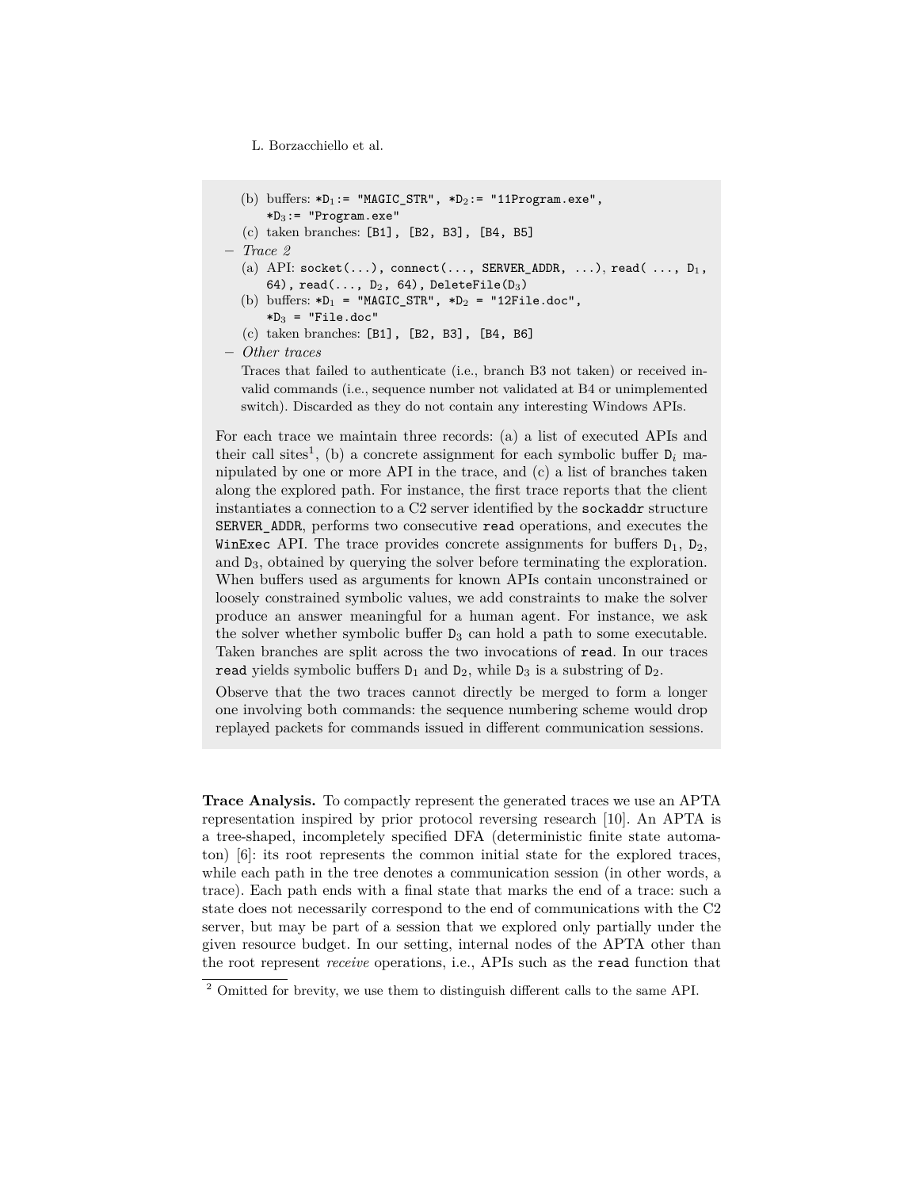(b) buffers: `*D`$_1$`:= "MAGIC_STR", *D`$_2$`:= "11Program.exe", *D`$_3$`:= "Program.exe"`
(c) taken branches: `[B1], [B2, B3], [B4, B5]`

– *Trace 2*
  (a) API: `socket(...), connect(..., SERVER_ADDR, ...), read( ..., D`$_1$`, 64), read(..., D`$_2$`, 64), DeleteFile(D`$_3$`)`
  (b) buffers: `*D`$_1$` = "MAGIC_STR", *D`$_2$` = "12File.doc", *D`$_3$` = "File.doc"`
  (c) taken branches: `[B1], [B2, B3], [B4, B6]`

– *Other traces*
  Traces that failed to authenticate (i.e., branch B3 not taken) or received invalid commands (i.e., sequence number not validated at B4 or unimplemented switch). Discarded as they do not contain any interesting Windows APIs.

For each trace we maintain three records: (a) a list of executed APIs and their call sites[1], (b) a concrete assignment for each symbolic buffer $D_i$ manipulated by one or more API in the trace, and (c) a list of branches taken along the explored path. For instance, the first trace reports that the client instantiates a connection to a C2 server identified by the `sockaddr` structure `SERVER_ADDR`, performs two consecutive `read` operations, and executes the `WinExec` API. The trace provides concrete assignments for buffers $D_1$, $D_2$, and $D_3$, obtained by querying the solver before terminating the exploration. When buffers used as arguments for known APIs contain unconstrained or loosely constrained symbolic values, we add constraints to make the solver produce an answer meaningful for a human agent. For instance, we ask the solver whether symbolic buffer $D_3$ can hold a path to some executable. Taken branches are split across the two invocations of `read`. In our traces `read` yields symbolic buffers $D_1$ and $D_2$, while $D_3$ is a substring of $D_2$.

Observe that the two traces cannot directly be merged to form a longer one involving both commands: the sequence numbering scheme would drop replayed packets for commands issued in different communication sessions.

**Trace Analysis.** To compactly represent the generated traces we use an APTA representation inspired by prior protocol reversing research [10]. An APTA is a tree-shaped, incompletely specified DFA (deterministic finite state automaton) [6]: its root represents the common initial state for the explored traces, while each path in the tree denotes a communication session (in other words, a trace). Each path ends with a final state that marks the end of a trace: such a state does not necessarily correspond to the end of communications with the C2 server, but may be part of a session that we explored only partially under the given resource budget. In our setting, internal nodes of the APTA other than the root represent *receive* operations, i.e., APIs such as the `read` function that

[2] Omitted for brevity, we use them to distinguish different calls to the same API.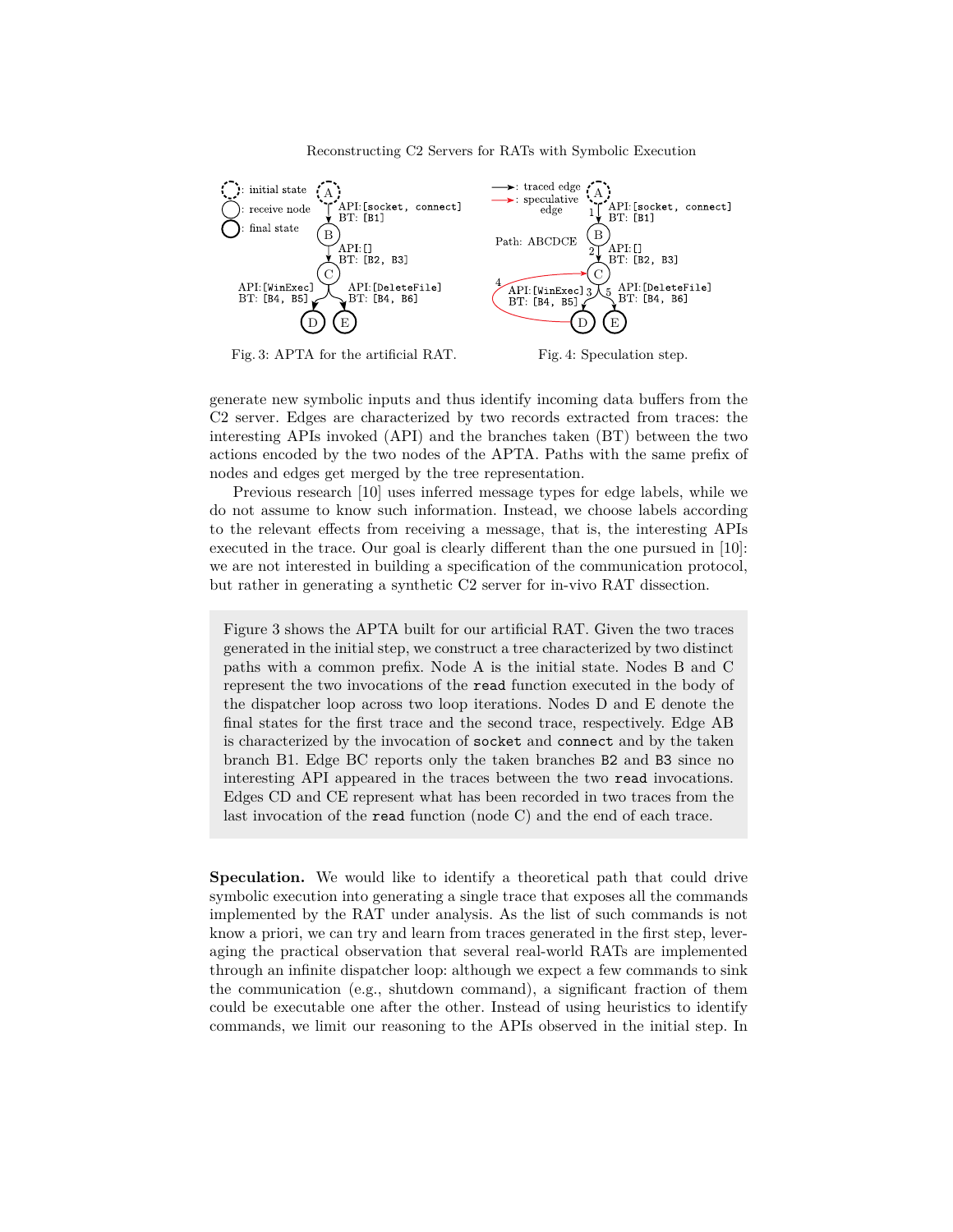initial state
receive node
final state

A
API: [socket, connect]
BT: [B1]
B
API: []
BT: [B2, B3]
C
API: [WinExec]
BT: [B4, B5]
API: [DeleteFile]
BT: [B4, B6]
D
E

Fig. 3: APTA for the artificial RAT.

traced edge
speculative edge

Path: ABCDCE

A
1
API: [socket, connect]
BT: [B1]
B
2
API: []
BT: [B2, B3]
C
4
API: [WinExec]
BT: [B4, B5]
3
5
API: [DeleteFile]
BT: [B4, B6]
D
E

Fig. 4: Speculation step.

generate new symbolic inputs and thus identify incoming data buffers from the C2 server. Edges are characterized by two records extracted from traces: the interesting APIs invoked (API) and the branches taken (BT) between the two actions encoded by the two nodes of the APTA. Paths with the same prefix of nodes and edges get merged by the tree representation.

Previous research [10] uses inferred message types for edge labels, while we do not assume to know such information. Instead, we choose labels according to the relevant effects from receiving a message, that is, the interesting APIs executed in the trace. Our goal is clearly different than the one pursued in [10]: we are not interested in building a specification of the communication protocol, but rather in generating a synthetic C2 server for in-vivo RAT dissection.

> Figure 3 shows the APTA built for our artificial RAT. Given the two traces generated in the initial step, we construct a tree characterized by two distinct paths with a common prefix. Node A is the initial state. Nodes B and C represent the two invocations of the `read` function executed in the body of the dispatcher loop across two loop iterations. Nodes D and E denote the final states for the first trace and the second trace, respectively. Edge AB is characterized by the invocation of `socket` and `connect` and by the taken branch B1. Edge BC reports only the taken branches B2 and B3 since no interesting API appeared in the traces between the two `read` invocations. Edges CD and CE represent what has been recorded in two traces from the last invocation of the `read` function (node C) and the end of each trace.

**Speculation.** We would like to identify a theoretical path that could drive symbolic execution into generating a single trace that exposes all the commands implemented by the RAT under analysis. As the list of such commands is not know a priori, we can try and learn from traces generated in the first step, leveraging the practical observation that several real-world RATs are implemented through an infinite dispatcher loop: although we expect a few commands to sink the communication (e.g., shutdown command), a significant fraction of them could be executable one after the other. Instead of using heuristics to identify commands, we limit our reasoning to the APIs observed in the initial step. In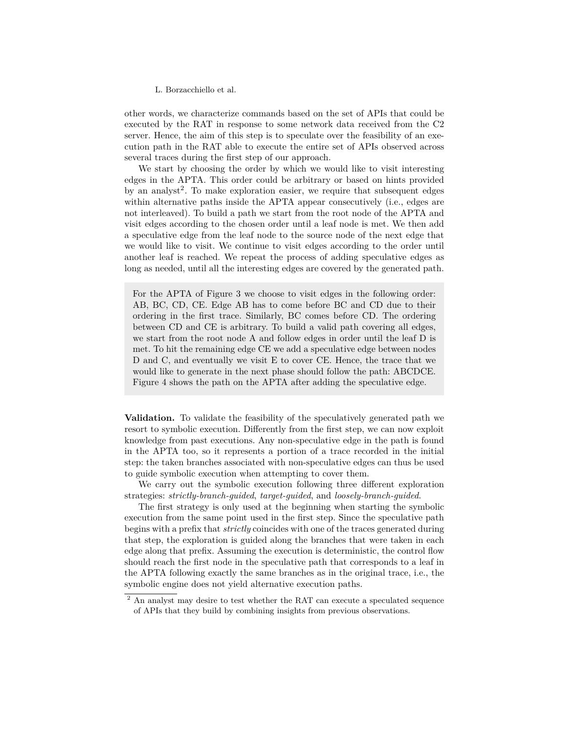other words, we characterize commands based on the set of APIs that could be executed by the RAT in response to some network data received from the C2 server. Hence, the aim of this step is to speculate over the feasibility of an execution path in the RAT able to execute the entire set of APIs observed across several traces during the first step of our approach.

We start by choosing the order by which we would like to visit interesting edges in the APTA. This order could be arbitrary or based on hints provided by an analyst[2]. To make exploration easier, we require that subsequent edges within alternative paths inside the APTA appear consecutively (i.e., edges are not interleaved). To build a path we start from the root node of the APTA and visit edges according to the chosen order until a leaf node is met. We then add a speculative edge from the leaf node to the source node of the next edge that we would like to visit. We continue to visit edges according to the order until another leaf is reached. We repeat the process of adding speculative edges as long as needed, until all the interesting edges are covered by the generated path.

> For the APTA of Figure 3 we choose to visit edges in the following order: AB, BC, CD, CE. Edge AB has to come before BC and CD due to their ordering in the first trace. Similarly, BC comes before CD. The ordering between CD and CE is arbitrary. To build a valid path covering all edges, we start from the root node A and follow edges in order until the leaf D is met. To hit the remaining edge CE we add a speculative edge between nodes D and C, and eventually we visit E to cover CE. Hence, the trace that we would like to generate in the next phase should follow the path: ABCDCE. Figure 4 shows the path on the APTA after adding the speculative edge.

**Validation.** To validate the feasibility of the speculatively generated path we resort to symbolic execution. Differently from the first step, we can now exploit knowledge from past executions. Any non-speculative edge in the path is found in the APTA too, so it represents a portion of a trace recorded in the initial step: the taken branches associated with non-speculative edges can thus be used to guide symbolic execution when attempting to cover them.

We carry out the symbolic execution following three different exploration strategies: *strictly-branch-guided*, *target-guided*, and *loosely-branch-guided*.

The first strategy is only used at the beginning when starting the symbolic execution from the same point used in the first step. Since the speculative path begins with a prefix that *strictly* coincides with one of the traces generated during that step, the exploration is guided along the branches that were taken in each edge along that prefix. Assuming the execution is deterministic, the control flow should reach the first node in the speculative path that corresponds to a leaf in the APTA following exactly the same branches as in the original trace, i.e., the symbolic engine does not yield alternative execution paths.

[2] An analyst may desire to test whether the RAT can execute a speculated sequence of APIs that they build by combining insights from previous observations.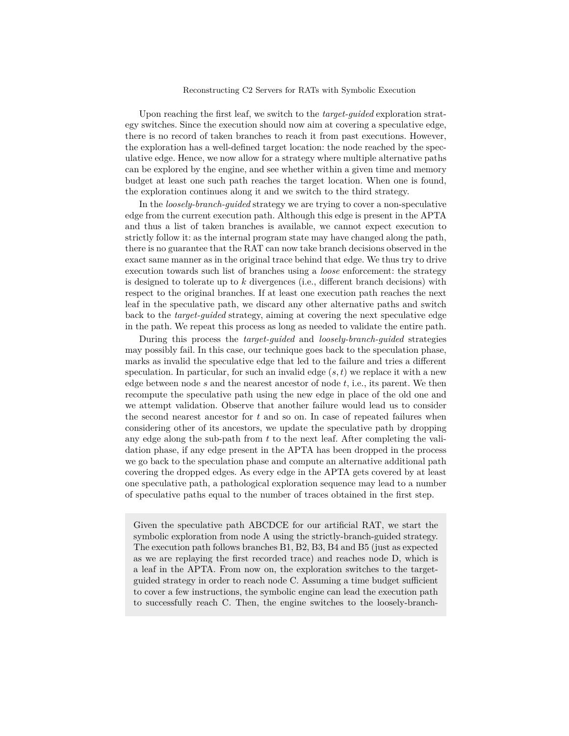Upon reaching the first leaf, we switch to the *target-guided* exploration strategy switches. Since the execution should now aim at covering a speculative edge, there is no record of taken branches to reach it from past executions. However, the exploration has a well-defined target location: the node reached by the speculative edge. Hence, we now allow for a strategy where multiple alternative paths can be explored by the engine, and see whether within a given time and memory budget at least one such path reaches the target location. When one is found, the exploration continues along it and we switch to the third strategy.

In the *loosely-branch-guided* strategy we are trying to cover a non-speculative edge from the current execution path. Although this edge is present in the APTA and thus a list of taken branches is available, we cannot expect execution to strictly follow it: as the internal program state may have changed along the path, there is no guarantee that the RAT can now take branch decisions observed in the exact same manner as in the original trace behind that edge. We thus try to drive execution towards such list of branches using a *loose* enforcement: the strategy is designed to tolerate up to $k$ divergences (i.e., different branch decisions) with respect to the original branches. If at least one execution path reaches the next leaf in the speculative path, we discard any other alternative paths and switch back to the *target-guided* strategy, aiming at covering the next speculative edge in the path. We repeat this process as long as needed to validate the entire path.

During this process the *target-guided* and *loosely-branch-guided* strategies may possibly fail. In this case, our technique goes back to the speculation phase, marks as invalid the speculative edge that led to the failure and tries a different speculation. In particular, for such an invalid edge $(s, t)$ we replace it with a new edge between node $s$ and the nearest ancestor of node $t$, i.e., its parent. We then recompute the speculative path using the new edge in place of the old one and we attempt validation. Observe that another failure would lead us to consider the second nearest ancestor for $t$ and so on. In case of repeated failures when considering other of its ancestors, we update the speculative path by dropping any edge along the sub-path from $t$ to the next leaf. After completing the validation phase, if any edge present in the APTA has been dropped in the process we go back to the speculation phase and compute an alternative additional path covering the dropped edges. As every edge in the APTA gets covered by at least one speculative path, a pathological exploration sequence may lead to a number of speculative paths equal to the number of traces obtained in the first step.

Given the speculative path ABCDCE for our artificial RAT, we start the symbolic exploration from node A using the strictly-branch-guided strategy. The execution path follows branches B1, B2, B3, B4 and B5 (just as expected as we are replaying the first recorded trace) and reaches node D, which is a leaf in the APTA. From now on, the exploration switches to the target-guided strategy in order to reach node C. Assuming a time budget sufficient to cover a few instructions, the symbolic engine can lead the execution path to successfully reach C. Then, the engine switches to the loosely-branch-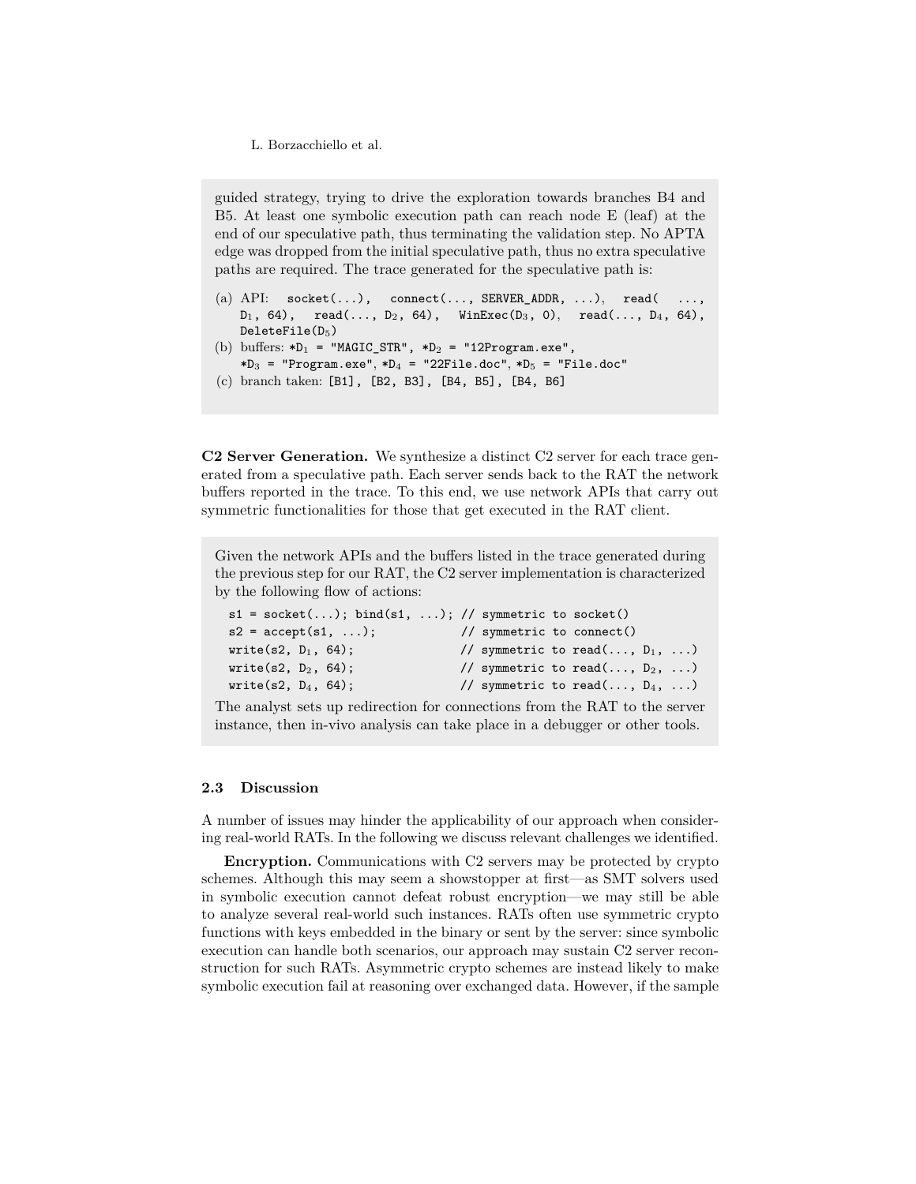guided strategy, trying to drive the exploration towards branches B4 and B5. At least one symbolic execution path can reach node E (leaf) at the end of our speculative path, thus terminating the validation step. No APTA edge was dropped from the initial speculative path, thus no extra speculative paths are required. The trace generated for the speculative path is:

(a) API: `socket(...)`, `connect(..., SERVER_ADDR, ...)`, `read(..., D1, 64)`, `read(..., D2, 64)`, `WinExec(D3, 0)`, `read(..., D4, 64)`, `DeleteFile(D5)`
(b) buffers: `*D1 = "MAGIC_STR"`, `*D2 = "12Program.exe"`, `*D3 = "Program.exe"`, `*D4 = "22File.doc"`, `*D5 = "File.doc"`
(c) branch taken: `[B1]`, `[B2, B3]`, `[B4, B5]`, `[B4, B6]`

**C2 Server Generation.** We synthesize a distinct C2 server for each trace generated from a speculative path. Each server sends back to the RAT the network buffers reported in the trace. To this end, we use network APIs that carry out symmetric functionalities for those that get executed in the RAT client.

Given the network APIs and the buffers listed in the trace generated during the previous step for our RAT, the C2 server implementation is characterized by the following flow of actions:

```
s1 = socket(...); bind(s1, ...); // symmetric to socket()
s2 = accept(s1, ...);            // symmetric to connect()
write(s2, D1, 64);               // symmetric to read(..., D1, ...)
write(s2, D2, 64);               // symmetric to read(..., D2, ...)
write(s2, D4, 64);               // symmetric to read(..., D4, ...)
```

The analyst sets up redirection for connections from the RAT to the server instance, then in-vivo analysis can take place in a debugger or other tools.

### 2.3 Discussion

A number of issues may hinder the applicability of our approach when considering real-world RATs. In the following we discuss relevant challenges we identified.

**Encryption.** Communications with C2 servers may be protected by crypto schemes. Although this may seem a showstopper at first—as SMT solvers used in symbolic execution cannot defeat robust encryption—we may still be able to analyze several real-world such instances. RATs often use symmetric crypto functions with keys embedded in the binary or sent by the server: since symbolic execution can handle both scenarios, our approach may sustain C2 server reconstruction for such RATs. Asymmetric crypto schemes are instead likely to make symbolic execution fail at reasoning over exchanged data. However, if the sample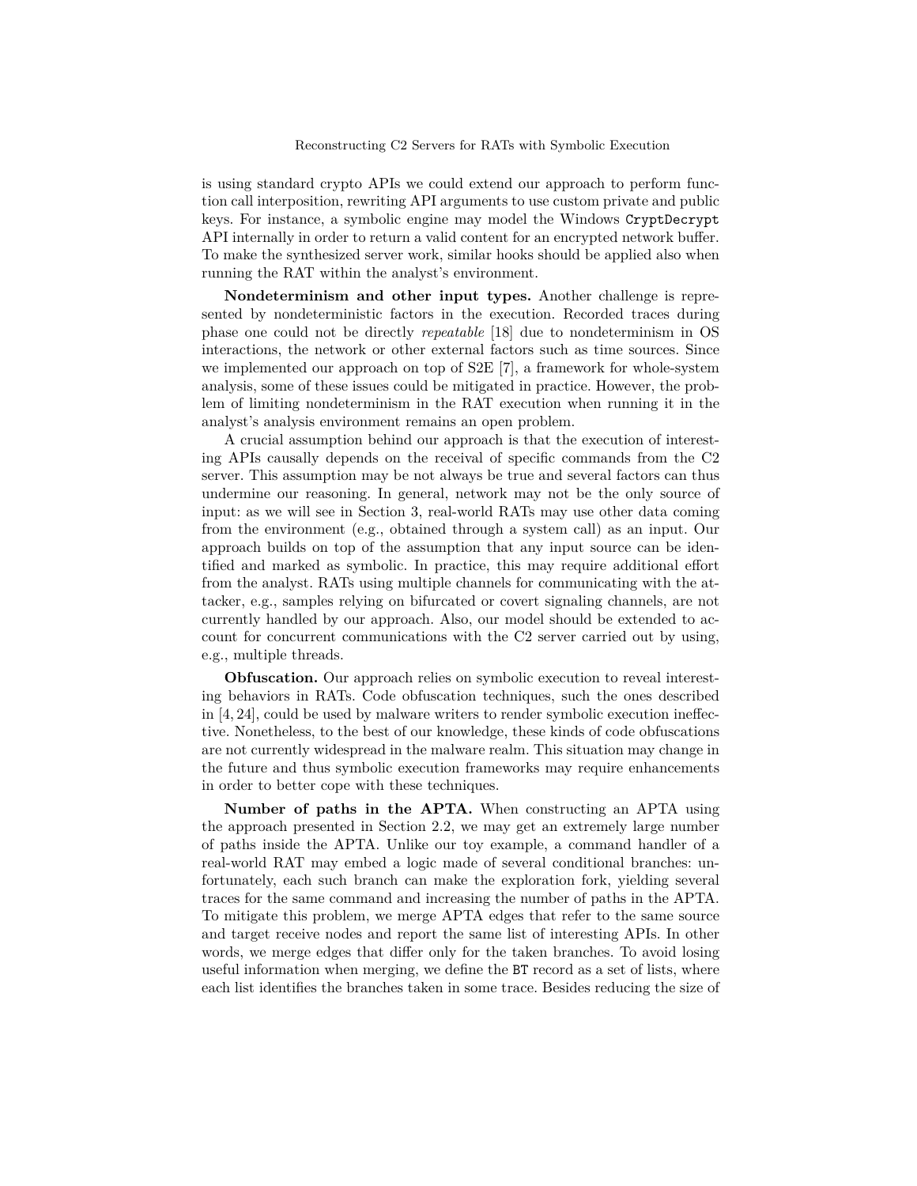is using standard crypto APIs we could extend our approach to perform function call interposition, rewriting API arguments to use custom private and public keys. For instance, a symbolic engine may model the Windows `CryptDecrypt` API internally in order to return a valid content for an encrypted network buffer. To make the synthesized server work, similar hooks should be applied also when running the RAT within the analyst's environment.

**Nondeterminism and other input types.** Another challenge is represented by nondeterministic factors in the execution. Recorded traces during phase one could not be directly *repeatable* [18] due to nondeterminism in OS interactions, the network or other external factors such as time sources. Since we implemented our approach on top of S2E [7], a framework for whole-system analysis, some of these issues could be mitigated in practice. However, the problem of limiting nondeterminism in the RAT execution when running it in the analyst's analysis environment remains an open problem.

A crucial assumption behind our approach is that the execution of interesting APIs causally depends on the receival of specific commands from the C2 server. This assumption may be not always be true and several factors can thus undermine our reasoning. In general, network may not be the only source of input: as we will see in Section 3, real-world RATs may use other data coming from the environment (e.g., obtained through a system call) as an input. Our approach builds on top of the assumption that any input source can be identified and marked as symbolic. In practice, this may require additional effort from the analyst. RATs using multiple channels for communicating with the attacker, e.g., samples relying on bifurcated or covert signaling channels, are not currently handled by our approach. Also, our model should be extended to account for concurrent communications with the C2 server carried out by using, e.g., multiple threads.

**Obfuscation.** Our approach relies on symbolic execution to reveal interesting behaviors in RATs. Code obfuscation techniques, such the ones described in [4, 24], could be used by malware writers to render symbolic execution ineffective. Nonetheless, to the best of our knowledge, these kinds of code obfuscations are not currently widespread in the malware realm. This situation may change in the future and thus symbolic execution frameworks may require enhancements in order to better cope with these techniques.

**Number of paths in the APTA.** When constructing an APTA using the approach presented in Section 2.2, we may get an extremely large number of paths inside the APTA. Unlike our toy example, a command handler of a real-world RAT may embed a logic made of several conditional branches: unfortunately, each such branch can make the exploration fork, yielding several traces for the same command and increasing the number of paths in the APTA. To mitigate this problem, we merge APTA edges that refer to the same source and target receive nodes and report the same list of interesting APIs. In other words, we merge edges that differ only for the taken branches. To avoid losing useful information when merging, we define the `BT` record as a set of lists, where each list identifies the branches taken in some trace. Besides reducing the size of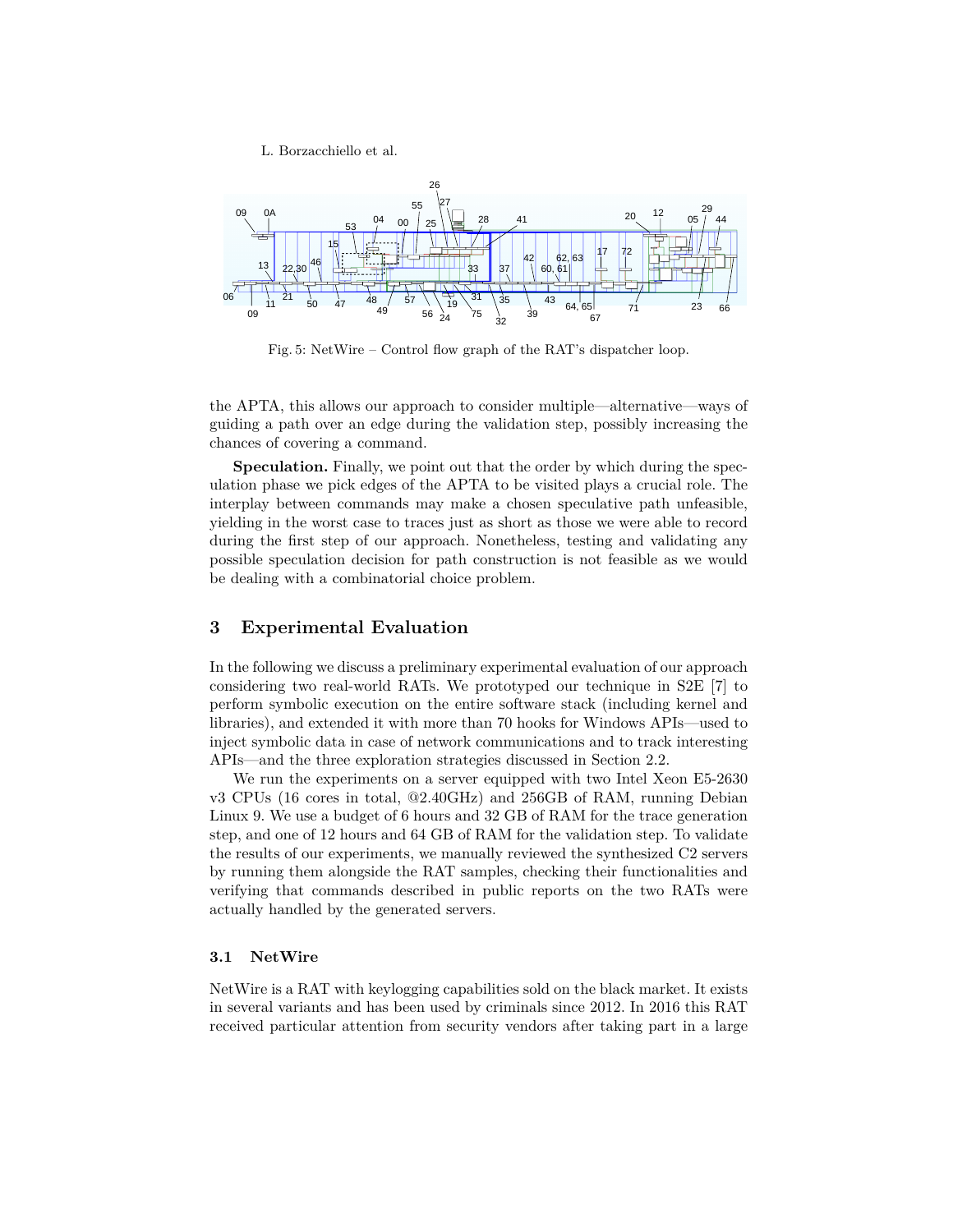09 0A 26 55 27 25 28 41 20 12 29 05 44 53 04 00 15 13 22,30 46 33 37 42 62, 63 60, 61 17 72 06 11 21 50 47 48 49 57 56 19 24 75 31 32 35 39 43 64, 65 67 71 23 66 09

Fig. 5: NetWire – Control flow graph of the RAT's dispatcher loop.

the APTA, this allows our approach to consider multiple—alternative—ways of guiding a path over an edge during the validation step, possibly increasing the chances of covering a command.

**Speculation.** Finally, we point out that the order by which during the speculation phase we pick edges of the APTA to be visited plays a crucial role. The interplay between commands may make a chosen speculative path unfeasible, yielding in the worst case to traces just as short as those we were able to record during the first step of our approach. Nonetheless, testing and validating any possible speculation decision for path construction is not feasible as we would be dealing with a combinatorial choice problem.

## 3 Experimental Evaluation

In the following we discuss a preliminary experimental evaluation of our approach considering two real-world RATs. We prototyped our technique in S2E [7] to perform symbolic execution on the entire software stack (including kernel and libraries), and extended it with more than 70 hooks for Windows APIs—used to inject symbolic data in case of network communications and to track interesting APIs—and the three exploration strategies discussed in Section 2.2.

We run the experiments on a server equipped with two Intel Xeon E5-2630 v3 CPUs (16 cores in total, @2.40GHz) and 256GB of RAM, running Debian Linux 9. We use a budget of 6 hours and 32 GB of RAM for the trace generation step, and one of 12 hours and 64 GB of RAM for the validation step. To validate the results of our experiments, we manually reviewed the synthesized C2 servers by running them alongside the RAT samples, checking their functionalities and verifying that commands described in public reports on the two RATs were actually handled by the generated servers.

### 3.1 NetWire

NetWire is a RAT with keylogging capabilities sold on the black market. It exists in several variants and has been used by criminals since 2012. In 2016 this RAT received particular attention from security vendors after taking part in a large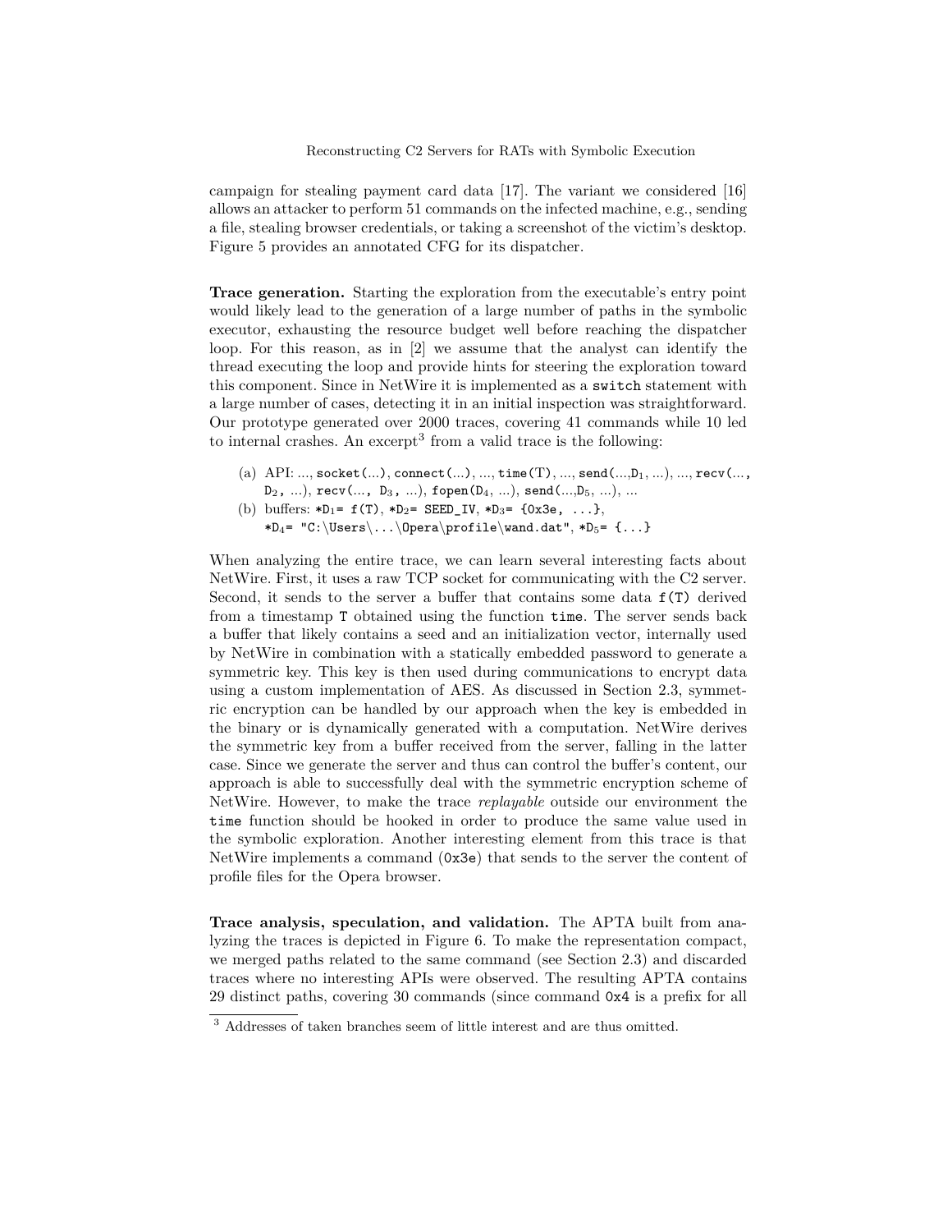campaign for stealing payment card data [17]. The variant we considered [16] allows an attacker to perform 51 commands on the infected machine, e.g., sending a file, stealing browser credentials, or taking a screenshot of the victim's desktop. Figure 5 provides an annotated CFG for its dispatcher.

**Trace generation.** Starting the exploration from the executable's entry point would likely lead to the generation of a large number of paths in the symbolic executor, exhausting the resource budget well before reaching the dispatcher loop. For this reason, as in [2] we assume that the analyst can identify the thread executing the loop and provide hints for steering the exploration toward this component. Since in NetWire it is implemented as a `switch` statement with a large number of cases, detecting it in an initial inspection was straightforward. Our prototype generated over 2000 traces, covering 41 commands while 10 led to internal crashes. An excerpt[3] from a valid trace is the following:

(a) API: ..., `socket(...)`, `connect(...)`, ..., `time(T)`, ..., `send(...,`$D_1$`, ...)`, ..., `recv(...,` $D_2$`, ...)`, `recv(...,` $D_3$`, ...)`, `fopen(`$D_4$`, ...)`, `send(...,`$D_5$`, ...)`, ...

(b) buffers: `*`$D_1$`= f(T)`, `*`$D_2$`= SEED_IV`, `*`$D_3$`= {0x3e, ...}`, `*`$D_4$`= "C:\Users\...\Opera\profile\wand.dat"`, `*`$D_5$`= {...}`

When analyzing the entire trace, we can learn several interesting facts about NetWire. First, it uses a raw TCP socket for communicating with the C2 server. Second, it sends to the server a buffer that contains some data `f(T)` derived from a timestamp `T` obtained using the function `time`. The server sends back a buffer that likely contains a seed and an initialization vector, internally used by NetWire in combination with a statically embedded password to generate a symmetric key. This key is then used during communications to encrypt data using a custom implementation of AES. As discussed in Section 2.3, symmetric encryption can be handled by our approach when the key is embedded in the binary or is dynamically generated with a computation. NetWire derives the symmetric key from a buffer received from the server, falling in the latter case. Since we generate the server and thus can control the buffer's content, our approach is able to successfully deal with the symmetric encryption scheme of NetWire. However, to make the trace *replayable* outside our environment the `time` function should be hooked in order to produce the same value used in the symbolic exploration. Another interesting element from this trace is that NetWire implements a command (`0x3e`) that sends to the server the content of profile files for the Opera browser.

**Trace analysis, speculation, and validation.** The APTA built from analyzing the traces is depicted in Figure 6. To make the representation compact, we merged paths related to the same command (see Section 2.3) and discarded traces where no interesting APIs were observed. The resulting APTA contains 29 distinct paths, covering 30 commands (since command `0x4` is a prefix for all

[3] Addresses of taken branches seem of little interest and are thus omitted.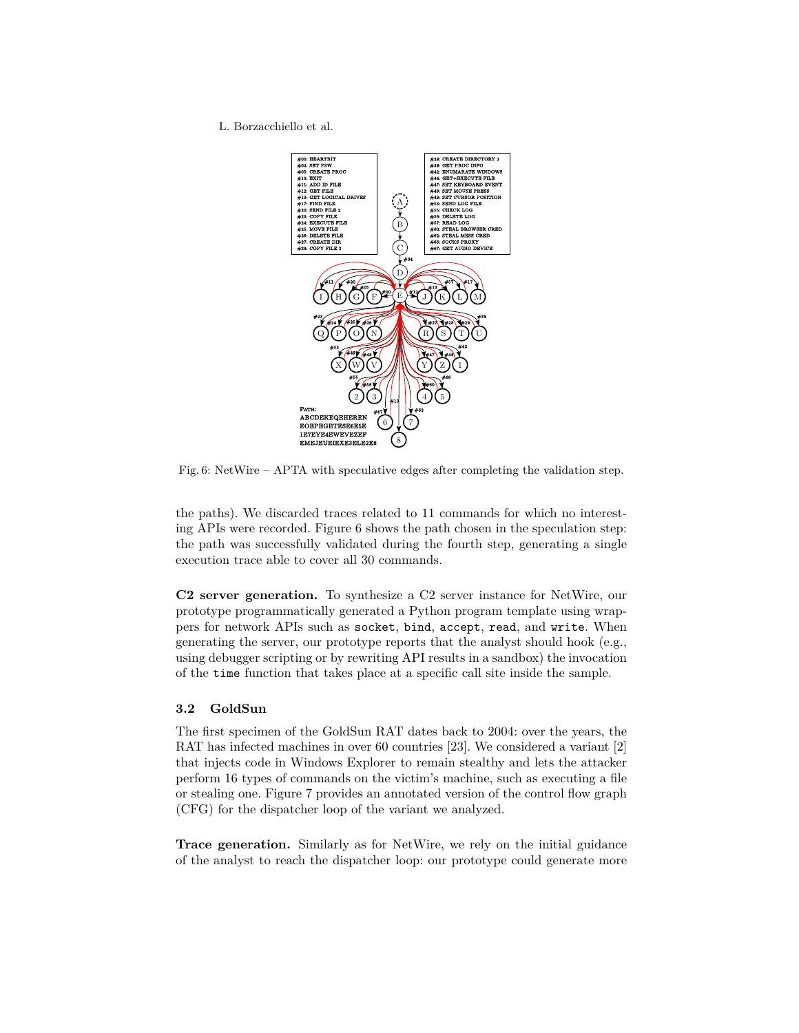#00: HEARTBIT
#04: SET PSW
#05: CREATE PROC
#10: EXIT
#11: ADD ID FILE
#12: GET FILE
#13: GET LOGICAL DRIVES
#17: FIND FILE
#20: SEND FILE 2
#23: COPY FILE
#24: EXECUTE FILE
#25: MOVE FILE
#26: DELETE FILE
#27: CREATE DIR
#28: COPY FILE 2

#29: CREATE DIRECTORY 2
#39: GET PROC INFO
#42: ENUMARATE WINDOWS
#44: GET+EXECUTE FILE
#47: SET KEYBOARD EVENT
#48: SET MOUSE PRESS
#49: SET CURSOR POSITION
#53: SEND LOG FILE
#55: CHECK LOG
#56: DELETE LOG
#57: READ LOG
#60: STEAL BROWSER CRED
#62: STEAL MESS CRED
#66: SOCKS PROXY
#67: GET AUDIO DEVICE

A B C D E F G H I J K L M N O P Q R S T U V W X Y Z 1 2 3 4 5 6 7 8

#04 #11 #20 #05 #00 #12 #13 #57 #17 #23 #24 #25 #26 #27 #28 #29 #39 #53 #49 #48 #47 #44 #42 #55 #56 #60 #66 #67 #10 #62

PATH:
ABCDEKEQEHEREN
EOEPEGETESE6E5E
1E7EYE4EWEVEZEF
EMEJEUEIEXE3ELE2E8

Fig. 6: NetWire – APTA with speculative edges after completing the validation step.

the paths). We discarded traces related to 11 commands for which no interesting APIs were recorded. Figure 6 shows the path chosen in the speculation step: the path was successfully validated during the fourth step, generating a single execution trace able to cover all 30 commands.

**C2 server generation.** To synthesize a C2 server instance for NetWire, our prototype programmatically generated a Python program template using wrappers for network APIs such as `socket`, `bind`, `accept`, `read`, and `write`. When generating the server, our prototype reports that the analyst should hook (e.g., using debugger scripting or by rewriting API results in a sandbox) the invocation of the `time` function that takes place at a specific call site inside the sample.

### 3.2 GoldSun

The first specimen of the GoldSun RAT dates back to 2004: over the years, the RAT has infected machines in over 60 countries [23]. We considered a variant [2] that injects code in Windows Explorer to remain stealthy and lets the attacker perform 16 types of commands on the victim's machine, such as executing a file or stealing one. Figure 7 provides an annotated version of the control flow graph (CFG) for the dispatcher loop of the variant we analyzed.

**Trace generation.** Similarly as for NetWire, we rely on the initial guidance of the analyst to reach the dispatcher loop: our prototype could generate more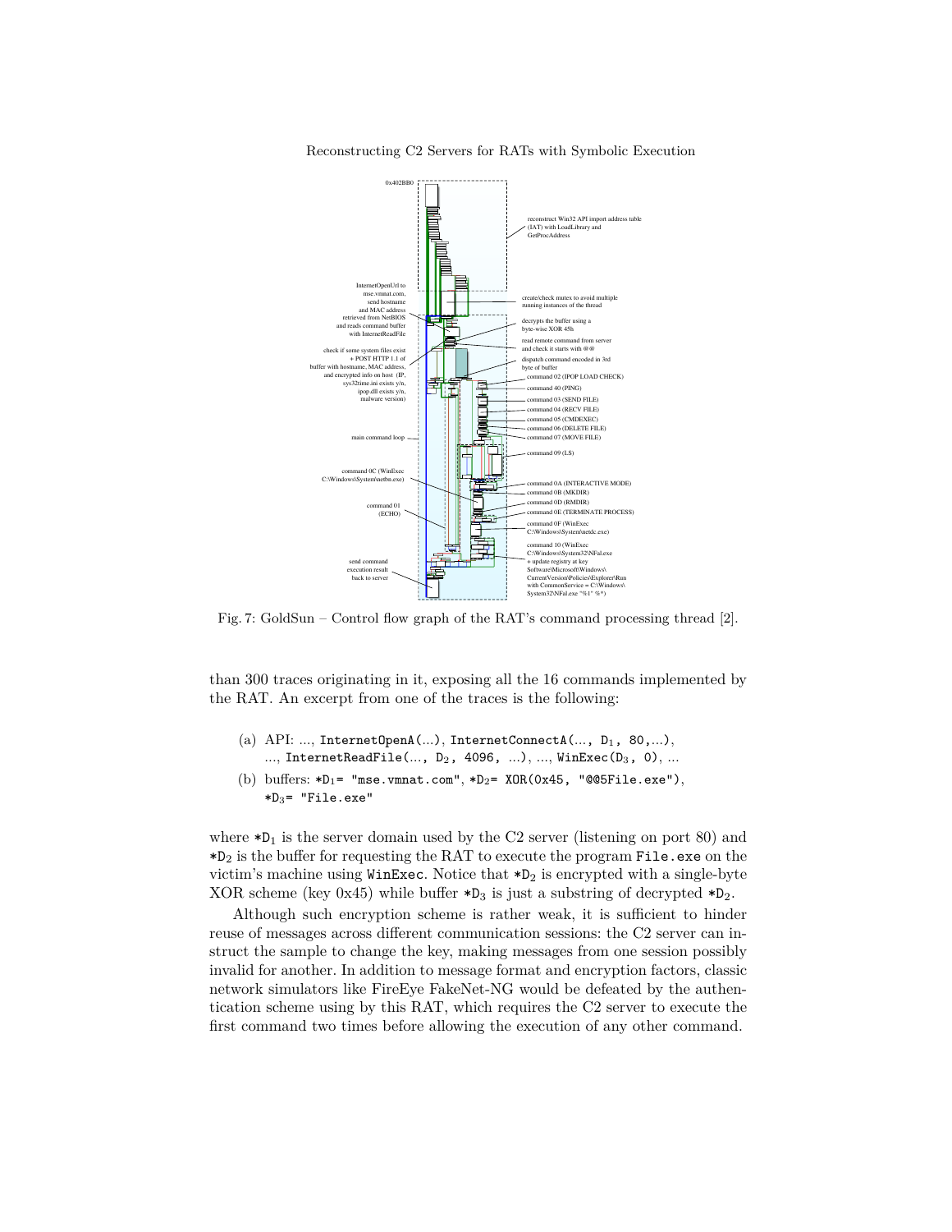0x402BB0

reconstruct Win32 API import address table (IAT) with LoadLibrary and GetProcAddress

InternetOpenUrl to mse.vmnat.com, send hostname and MAC address retrieved from NetBIOS and reads command buffer with InternetReadFile

create/check mutex to avoid multiple running instances of the thread

decrypts the buffer using a byte-wise XOR 45h

read remote command from server and check it starts with @@

check if some system files exist + POST HTTP 1.1 of buffer with hostname, MAC address, and encrypted info on host (IP, sys32time.ini exists y/n, ipop.dll exists y/n, malware version)

dispatch command encoded in 3rd byte of buffer

command 02 (IPOP LOAD CHECK)

command 40 (PING)

command 03 (SEND FILE)

command 04 (RECV FILE)

command 05 (CMDEXEC)

command 06 (DELETE FILE)

main command loop

command 07 (MOVE FILE)

command 09 (LS)

command 0C (WinExec C:\Windows\System\netbn.exe)

command 0A (INTERACTIVE MODE)

command 0B (MKDIR)

command 01 (ECHO)

command 0D (RMDIR)

command 0E (TERMINATE PROCESS)

command 0F (WinExec C:\Windows\System\netdc.exe)

send command execution result back to server

command 10 (WinExec C:\Windows\System32\NFal.exe + update registry at key Software\Microsoft\Windows\CurrentVersion\Policies\Explorer\Run with CommonService = C:\Windows\System32\NFal.exe "%1" %*)

Fig. 7: GoldSun – Control flow graph of the RAT's command processing thread [2].

than 300 traces originating in it, exposing all the 16 commands implemented by the RAT. An excerpt from one of the traces is the following:

(a) API: ..., `InternetOpenA(...)`, `InternetConnectA(..., D`$_1$`, 80,...)`, ..., `InternetReadFile(..., D`$_2$`, 4096, ...)`, ..., `WinExec(D`$_3$`, 0)`, ...

(b) buffers: `*D`$_1$`= "mse.vmnat.com"`, `*D`$_2$`= XOR(0x45, "@@5File.exe")`, `*D`$_3$`= "File.exe"`

where `*D`$_1$ is the server domain used by the C2 server (listening on port 80) and `*D`$_2$ is the buffer for requesting the RAT to execute the program `File.exe` on the victim's machine using `WinExec`. Notice that `*D`$_2$ is encrypted with a single-byte XOR scheme (key 0x45) while buffer `*D`$_3$ is just a substring of decrypted `*D`$_2$.

Although such encryption scheme is rather weak, it is sufficient to hinder reuse of messages across different communication sessions: the C2 server can instruct the sample to change the key, making messages from one session possibly invalid for another. In addition to message format and encryption factors, classic network simulators like FireEye FakeNet-NG would be defeated by the authentication scheme using by this RAT, which requires the C2 server to execute the first command two times before allowing the execution of any other command.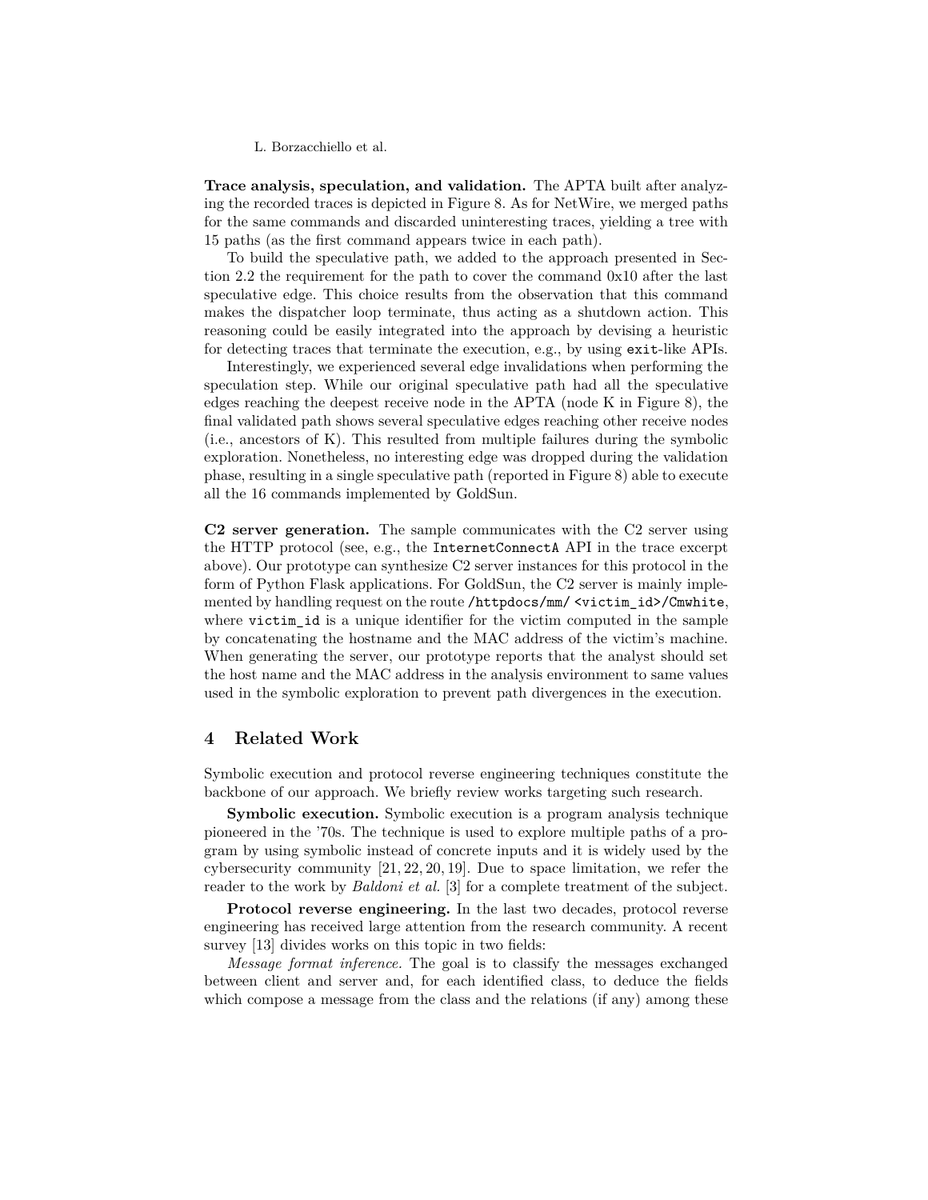**Trace analysis, speculation, and validation.** The APTA built after analyzing the recorded traces is depicted in Figure 8. As for NetWire, we merged paths for the same commands and discarded uninteresting traces, yielding a tree with 15 paths (as the first command appears twice in each path).

To build the speculative path, we added to the approach presented in Section 2.2 the requirement for the path to cover the command 0x10 after the last speculative edge. This choice results from the observation that this command makes the dispatcher loop terminate, thus acting as a shutdown action. This reasoning could be easily integrated into the approach by devising a heuristic for detecting traces that terminate the execution, e.g., by using `exit`-like APIs.

Interestingly, we experienced several edge invalidations when performing the speculation step. While our original speculative path had all the speculative edges reaching the deepest receive node in the APTA (node K in Figure 8), the final validated path shows several speculative edges reaching other receive nodes (i.e., ancestors of K). This resulted from multiple failures during the symbolic exploration. Nonetheless, no interesting edge was dropped during the validation phase, resulting in a single speculative path (reported in Figure 8) able to execute all the 16 commands implemented by GoldSun.

**C2 server generation.** The sample communicates with the C2 server using the HTTP protocol (see, e.g., the `InternetConnectA` API in the trace excerpt above). Our prototype can synthesize C2 server instances for this protocol in the form of Python Flask applications. For GoldSun, the C2 server is mainly implemented by handling request on the route `/httpdocs/mm/<victim_id>/Cmwhite`, where `victim_id` is a unique identifier for the victim computed in the sample by concatenating the hostname and the MAC address of the victim's machine. When generating the server, our prototype reports that the analyst should set the host name and the MAC address in the analysis environment to same values used in the symbolic exploration to prevent path divergences in the execution.

## 4 Related Work

Symbolic execution and protocol reverse engineering techniques constitute the backbone of our approach. We briefly review works targeting such research.

**Symbolic execution.** Symbolic execution is a program analysis technique pioneered in the '70s. The technique is used to explore multiple paths of a program by using symbolic instead of concrete inputs and it is widely used by the cybersecurity community [21, 22, 20, 19]. Due to space limitation, we refer the reader to the work by *Baldoni et al.* [3] for a complete treatment of the subject.

**Protocol reverse engineering.** In the last two decades, protocol reverse engineering has received large attention from the research community. A recent survey [13] divides works on this topic in two fields:

*Message format inference.* The goal is to classify the messages exchanged between client and server and, for each identified class, to deduce the fields which compose a message from the class and the relations (if any) among these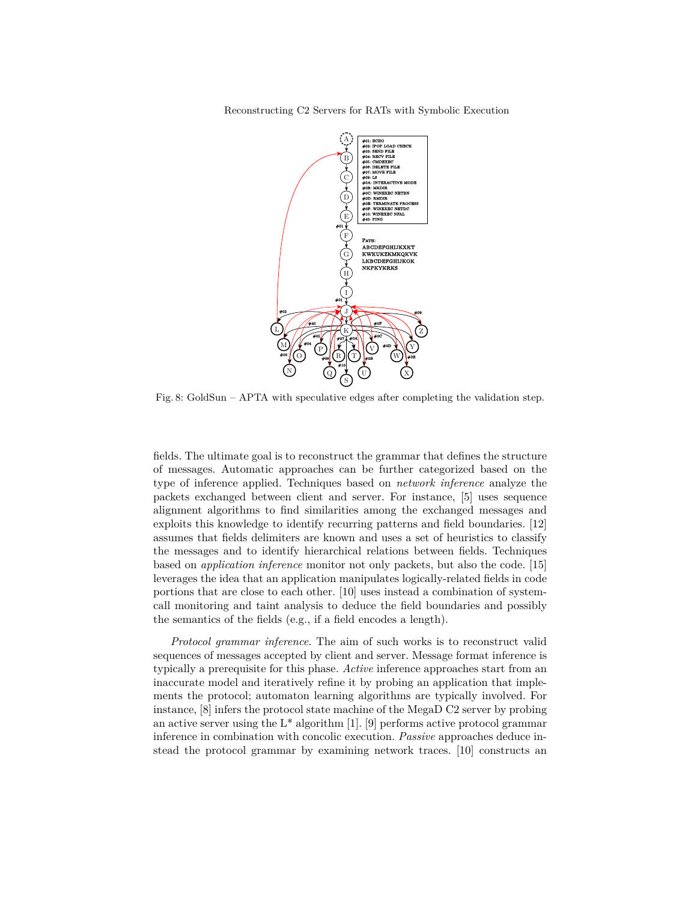#01: ECHO
#02: IFOP LOAD CHECK
#03: SEND FILE
#04: RECV FILE
#05: CMDEXEC
#06: DELETE FILE
#07: MOVE FILE
#09: LS
#0A: INTERACTIVE MODE
#0B: MKDIR
#0C: WINEXEC NETBN
#0D: RMDIR
#0E: TERMINATE PROCESS
#0F: WINEXEC NETDC
#10: WINEXEC NPAL
#40: PING

PATH:
ABCDEFGHIJKXKT
KWKUKZKMKQKVK
LKBCDEFGHIJKOK
NKPKYKRKS

Fig. 8: GoldSun – APTA with speculative edges after completing the validation step.

fields. The ultimate goal is to reconstruct the grammar that defines the structure of messages. Automatic approaches can be further categorized based on the type of inference applied. Techniques based on *network inference* analyze the packets exchanged between client and server. For instance, [5] uses sequence alignment algorithms to find similarities among the exchanged messages and exploits this knowledge to identify recurring patterns and field boundaries. [12] assumes that fields delimiters are known and uses a set of heuristics to classify the messages and to identify hierarchical relations between fields. Techniques based on *application inference* monitor not only packets, but also the code. [15] leverages the idea that an application manipulates logically-related fields in code portions that are close to each other. [10] uses instead a combination of system-call monitoring and taint analysis to deduce the field boundaries and possibly the semantics of the fields (e.g., if a field encodes a length).

*Protocol grammar inference.* The aim of such works is to reconstruct valid sequences of messages accepted by client and server. Message format inference is typically a prerequisite for this phase. *Active* inference approaches start from an inaccurate model and iteratively refine it by probing an application that implements the protocol; automaton learning algorithms are typically involved. For instance, [8] infers the protocol state machine of the MegaD C2 server by probing an active server using the L* algorithm [1]. [9] performs active protocol grammar inference in combination with concolic execution. *Passive* approaches deduce instead the protocol grammar by examining network traces. [10] constructs an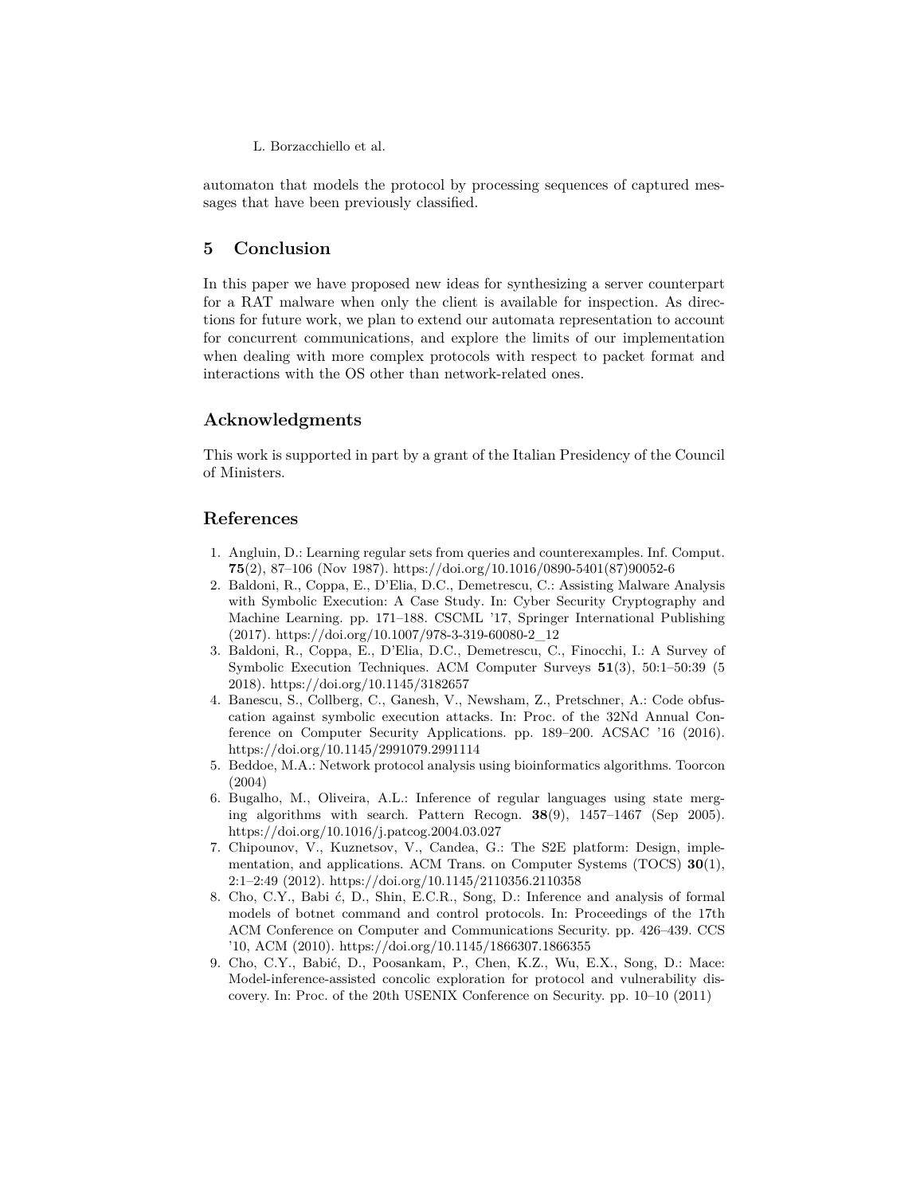automaton that models the protocol by processing sequences of captured messages that have been previously classified.

## 5 Conclusion

In this paper we have proposed new ideas for synthesizing a server counterpart for a RAT malware when only the client is available for inspection. As directions for future work, we plan to extend our automata representation to account for concurrent communications, and explore the limits of our implementation when dealing with more complex protocols with respect to packet format and interactions with the OS other than network-related ones.

## Acknowledgments

This work is supported in part by a grant of the Italian Presidency of the Council of Ministers.

## References

1. Angluin, D.: Learning regular sets from queries and counterexamples. Inf. Comput. **75**(2), 87–106 (Nov 1987). https://doi.org/10.1016/0890-5401(87)90052-6
2. Baldoni, R., Coppa, E., D'Elia, D.C., Demetrescu, C.: Assisting Malware Analysis with Symbolic Execution: A Case Study. In: Cyber Security Cryptography and Machine Learning. pp. 171–188. CSCML '17, Springer International Publishing (2017). https://doi.org/10.1007/978-3-319-60080-2_12
3. Baldoni, R., Coppa, E., D'Elia, D.C., Demetrescu, C., Finocchi, I.: A Survey of Symbolic Execution Techniques. ACM Computer Surveys **51**(3), 50:1–50:39 (5 2018). https://doi.org/10.1145/3182657
4. Banescu, S., Collberg, C., Ganesh, V., Newsham, Z., Pretschner, A.: Code obfuscation against symbolic execution attacks. In: Proc. of the 32Nd Annual Conference on Computer Security Applications. pp. 189–200. ACSAC '16 (2016). https://doi.org/10.1145/2991079.2991114
5. Beddoe, M.A.: Network protocol analysis using bioinformatics algorithms. Toorcon (2004)
6. Bugalho, M., Oliveira, A.L.: Inference of regular languages using state merging algorithms with search. Pattern Recogn. **38**(9), 1457–1467 (Sep 2005). https://doi.org/10.1016/j.patcog.2004.03.027
7. Chipounov, V., Kuznetsov, V., Candea, G.: The S2E platform: Design, implementation, and applications. ACM Trans. on Computer Systems (TOCS) **30**(1), 2:1–2:49 (2012). https://doi.org/10.1145/2110356.2110358
8. Cho, C.Y., Babi ć, D., Shin, E.C.R., Song, D.: Inference and analysis of formal models of botnet command and control protocols. In: Proceedings of the 17th ACM Conference on Computer and Communications Security. pp. 426–439. CCS '10, ACM (2010). https://doi.org/10.1145/1866307.1866355
9. Cho, C.Y., Babić, D., Poosankam, P., Chen, K.Z., Wu, E.X., Song, D.: Mace: Model-inference-assisted concolic exploration for protocol and vulnerability discovery. In: Proc. of the 20th USENIX Conference on Security. pp. 10–10 (2011)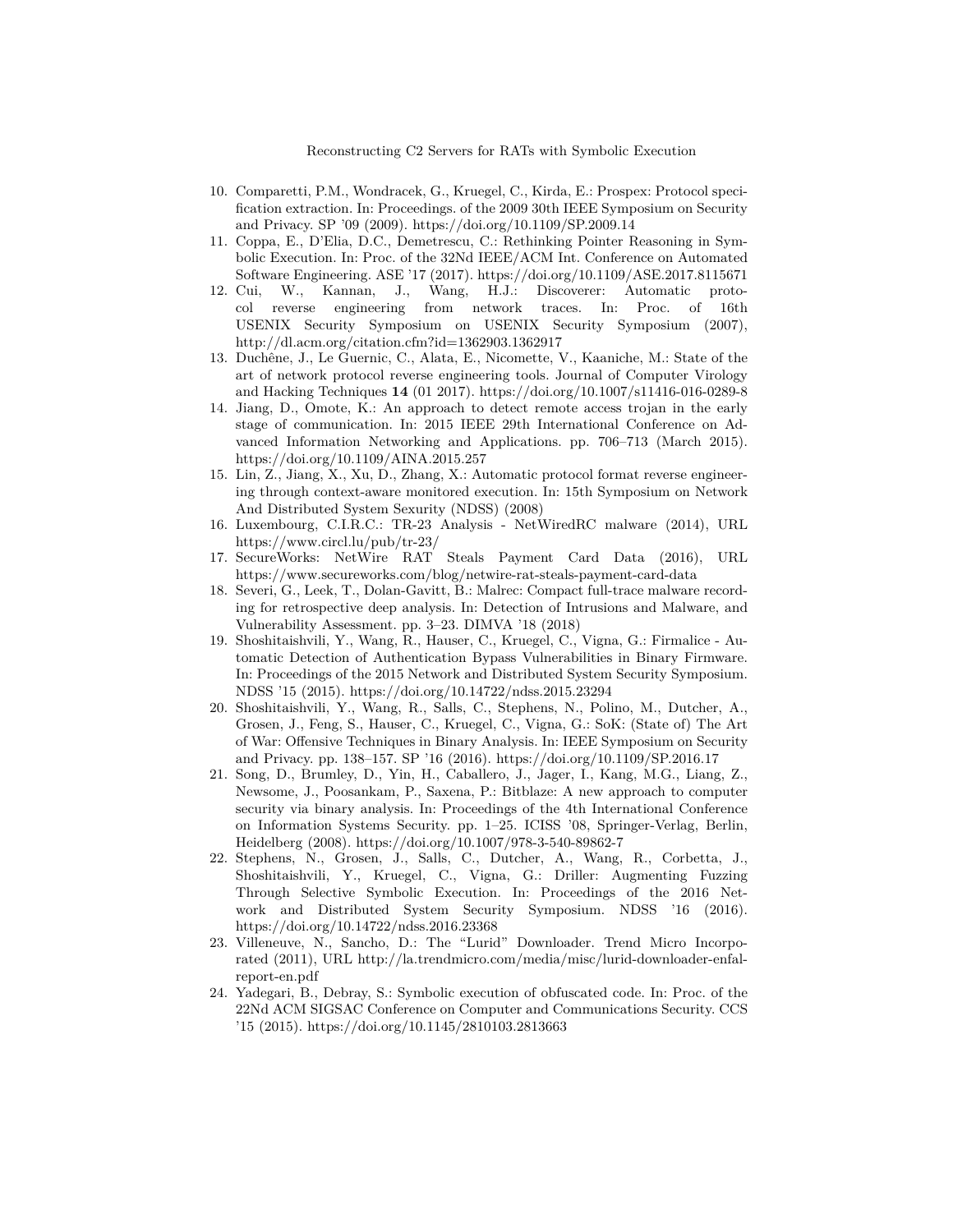10. Comparetti, P.M., Wondracek, G., Kruegel, C., Kirda, E.: Prospex: Protocol specification extraction. In: Proceedings. of the 2009 30th IEEE Symposium on Security and Privacy. SP '09 (2009). https://doi.org/10.1109/SP.2009.14
11. Coppa, E., D'Elia, D.C., Demetrescu, C.: Rethinking Pointer Reasoning in Symbolic Execution. In: Proc. of the 32Nd IEEE/ACM Int. Conference on Automated Software Engineering. ASE '17 (2017). https://doi.org/10.1109/ASE.2017.8115671
12. Cui, W., Kannan, J., Wang, H.J.: Discoverer: Automatic protocol reverse engineering from network traces. In: Proc. of 16th USENIX Security Symposium on USENIX Security Symposium (2007), http://dl.acm.org/citation.cfm?id=1362903.1362917
13. Duchêne, J., Le Guernic, C., Alata, E., Nicomette, V., Kaaniche, M.: State of the art of network protocol reverse engineering tools. Journal of Computer Virology and Hacking Techniques **14** (01 2017). https://doi.org/10.1007/s11416-016-0289-8
14. Jiang, D., Omote, K.: An approach to detect remote access trojan in the early stage of communication. In: 2015 IEEE 29th International Conference on Advanced Information Networking and Applications. pp. 706–713 (March 2015). https://doi.org/10.1109/AINA.2015.257
15. Lin, Z., Jiang, X., Xu, D., Zhang, X.: Automatic protocol format reverse engineering through context-aware monitored execution. In: 15th Symposium on Network And Distributed System Sexurity (NDSS) (2008)
16. Luxembourg, C.I.R.C.: TR-23 Analysis - NetWiredRC malware (2014), URL https://www.circl.lu/pub/tr-23/
17. SecureWorks: NetWire RAT Steals Payment Card Data (2016), URL https://www.secureworks.com/blog/netwire-rat-steals-payment-card-data
18. Severi, G., Leek, T., Dolan-Gavitt, B.: Malrec: Compact full-trace malware recording for retrospective deep analysis. In: Detection of Intrusions and Malware, and Vulnerability Assessment. pp. 3–23. DIMVA '18 (2018)
19. Shoshitaishvili, Y., Wang, R., Hauser, C., Kruegel, C., Vigna, G.: Firmalice - Automatic Detection of Authentication Bypass Vulnerabilities in Binary Firmware. In: Proceedings of the 2015 Network and Distributed System Security Symposium. NDSS '15 (2015). https://doi.org/10.14722/ndss.2015.23294
20. Shoshitaishvili, Y., Wang, R., Salls, C., Stephens, N., Polino, M., Dutcher, A., Grosen, J., Feng, S., Hauser, C., Kruegel, C., Vigna, G.: SoK: (State of) The Art of War: Offensive Techniques in Binary Analysis. In: IEEE Symposium on Security and Privacy. pp. 138–157. SP '16 (2016). https://doi.org/10.1109/SP.2016.17
21. Song, D., Brumley, D., Yin, H., Caballero, J., Jager, I., Kang, M.G., Liang, Z., Newsome, J., Poosankam, P., Saxena, P.: Bitblaze: A new approach to computer security via binary analysis. In: Proceedings of the 4th International Conference on Information Systems Security. pp. 1–25. ICISS '08, Springer-Verlag, Berlin, Heidelberg (2008). https://doi.org/10.1007/978-3-540-89862-7
22. Stephens, N., Grosen, J., Salls, C., Dutcher, A., Wang, R., Corbetta, J., Shoshitaishvili, Y., Kruegel, C., Vigna, G.: Driller: Augmenting Fuzzing Through Selective Symbolic Execution. In: Proceedings of the 2016 Network and Distributed System Security Symposium. NDSS '16 (2016). https://doi.org/10.14722/ndss.2016.23368
23. Villeneuve, N., Sancho, D.: The "Lurid" Downloader. Trend Micro Incorporated (2011), URL http://la.trendmicro.com/media/misc/lurid-downloader-enfal-report-en.pdf
24. Yadegari, B., Debray, S.: Symbolic execution of obfuscated code. In: Proc. of the 22Nd ACM SIGSAC Conference on Computer and Communications Security. CCS '15 (2015). https://doi.org/10.1145/2810103.2813663